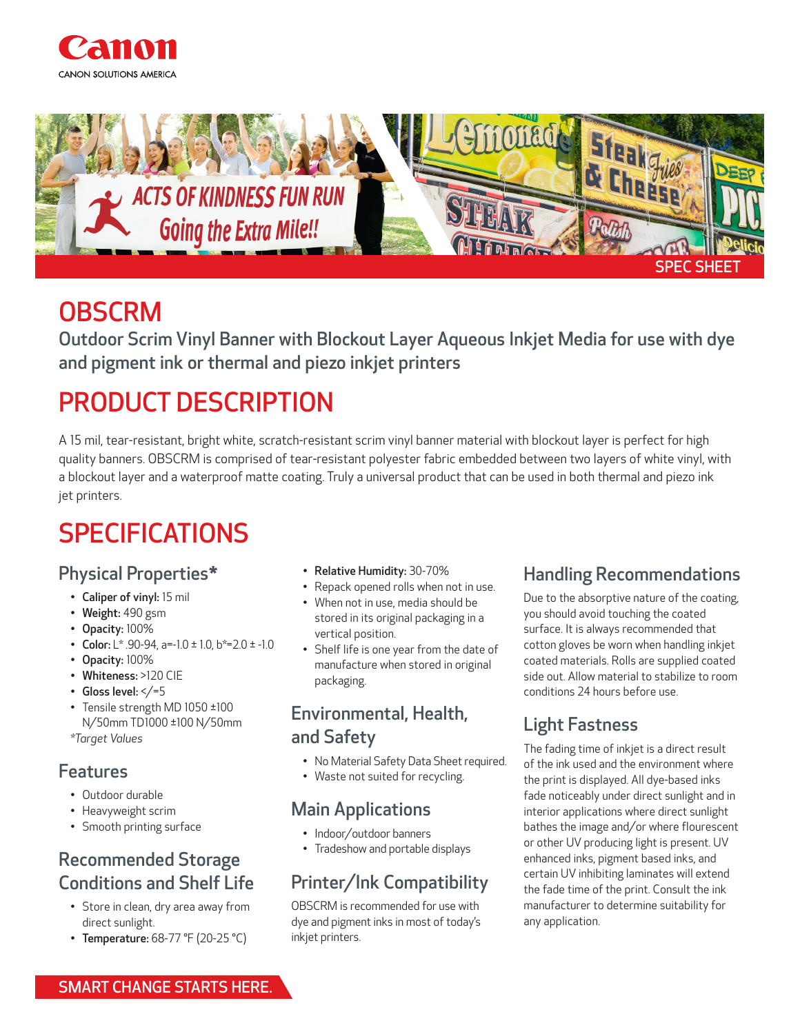Canon

CANON SOLUTIONS AMERICA

SPEC SHEET

# OBSCRM

Outdoor Scrim Vinyl Banner with Blockout Layer Aqueous Inkjet Media for use with dye and pigment ink or thermal and piezo inkjet printers

# PRODUCT DESCRIPTION

A 15 mil, tear-resistant, bright white, scratch-resistant scrim vinyl banner material with blockout layer is perfect for high quality banners. OBSCRM is comprised of tear-resistant polyester fabric embedded between two layers of white vinyl, with a blockout layer and a waterproof matte coating. Truly a universal product that can be used in both thermal and piezo ink jet printers.

# SPECIFICATIONS

## Physical Properties*

- **Caliper of vinyl:** 15 mil
- **Weight:** 490 gsm
- **Opacity:** 100%
- **Color:** L* .90-94, a=-1.0 ± 1.0, b*=2.0 ± -1.0
- **Opacity:** 100%
- **Whiteness:** >120 CIE
- **Gloss level:** </=5
- Tensile strength MD 1050 ±100 N/50mm TD1000 ±100 N/50mm

*Target Values*

## Features

- Outdoor durable
- Heavyweight scrim
- Smooth printing surface

## Recommended Storage Conditions and Shelf Life

- Store in clean, dry area away from direct sunlight.
- **Temperature:** 68-77 °F (20-25 °C)
- **Relative Humidity:** 30-70%
- Repack opened rolls when not in use.
- When not in use, media should be stored in its original packaging in a vertical position.
- Shelf life is one year from the date of manufacture when stored in original packaging.

## Environmental, Health, and Safety

- No Material Safety Data Sheet required.
- Waste not suited for recycling.

## Main Applications

- Indoor/outdoor banners
- Tradeshow and portable displays

## Printer/Ink Compatibility

OBSCRM is recommended for use with dye and pigment inks in most of today's inkjet printers.

## Handling Recommendations

Due to the absorptive nature of the coating, you should avoid touching the coated surface. It is always recommended that cotton gloves be worn when handling inkjet coated materials. Rolls are supplied coated side out. Allow material to stabilize to room conditions 24 hours before use.

## Light Fastness

The fading time of inkjet is a direct result of the ink used and the environment where the print is displayed. All dye-based inks fade noticeably under direct sunlight and in interior applications where direct sunlight bathes the image and/or where flourescent or other UV producing light is present. UV enhanced inks, pigment based inks, and certain UV inhibiting laminates will extend the fade time of the print. Consult the ink manufacturer to determine suitability for any application.

SMART CHANGE STARTS HERE.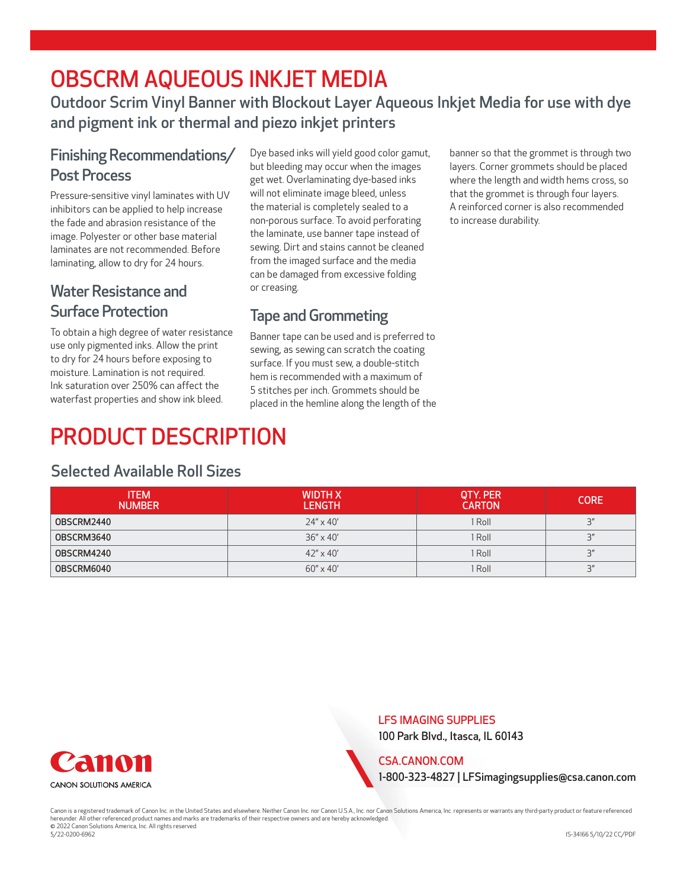# OBSCRM AQUEOUS INKJET MEDIA

Outdoor Scrim Vinyl Banner with Blockout Layer Aqueous Inkjet Media for use with dye and pigment ink or thermal and piezo inkjet printers

### Finishing Recommendations/ Post Process

Pressure-sensitive vinyl laminates with UV inhibitors can be applied to help increase the fade and abrasion resistance of the image. Polyester or other base material laminates are not recommended. Before laminating, allow to dry for 24 hours.

### Water Resistance and Surface Protection

To obtain a high degree of water resistance use only pigmented inks. Allow the print to dry for 24 hours before exposing to moisture. Lamination is not required. Ink saturation over 250% can affect the waterfast properties and show ink bleed.

Dye based inks will yield good color gamut, but bleeding may occur when the images get wet. Overlaminating dye-based inks will not eliminate image bleed, unless the material is completely sealed to a non-porous surface. To avoid perforating the laminate, use banner tape instead of sewing. Dirt and stains cannot be cleaned from the imaged surface and the media can be damaged from excessive folding or creasing.

### Tape and Grommeting

Banner tape can be used and is preferred to sewing, as sewing can scratch the coating surface. If you must sew, a double-stitch hem is recommended with a maximum of 5 stitches per inch. Grommets should be placed in the hemline along the length of the banner so that the grommet is through two layers. Corner grommets should be placed where the length and width hems cross, so that the grommet is through four layers. A reinforced corner is also recommended to increase durability.

# PRODUCT DESCRIPTION

## Selected Available Roll Sizes

| ITEM NUMBER | WIDTH X LENGTH | QTY. PER CARTON | CORE |
|---|---|---|---|
| OBSCRM2440 | 24" x 40' | 1 Roll | 3" |
| OBSCRM3640 | 36" x 40' | 1 Roll | 3" |
| OBSCRM4240 | 42" x 40' | 1 Roll | 3" |
| OBSCRM6040 | 60" x 40' | 1 Roll | 3" |

Canon

CANON SOLUTIONS AMERICA

LFS IMAGING SUPPLIES
100 Park Blvd., Itasca, IL 60143

CSA.CANON.COM
1-800-323-4827 | LFSimagingsupplies@csa.canon.com

Canon is a registered trademark of Canon Inc. in the United States and elsewhere. Neither Canon Inc. nor Canon U.S.A., Inc. nor Canon Solutions America, Inc. represents or warrants any third-party product or feature referenced hereunder. All other referenced product names and marks are trademarks of their respective owners and are hereby acknowledged.
© 2022 Canon Solutions America, Inc. All rights reserved.
5/22-0200-6962

IS-34166 5/10/22 CC/PDF